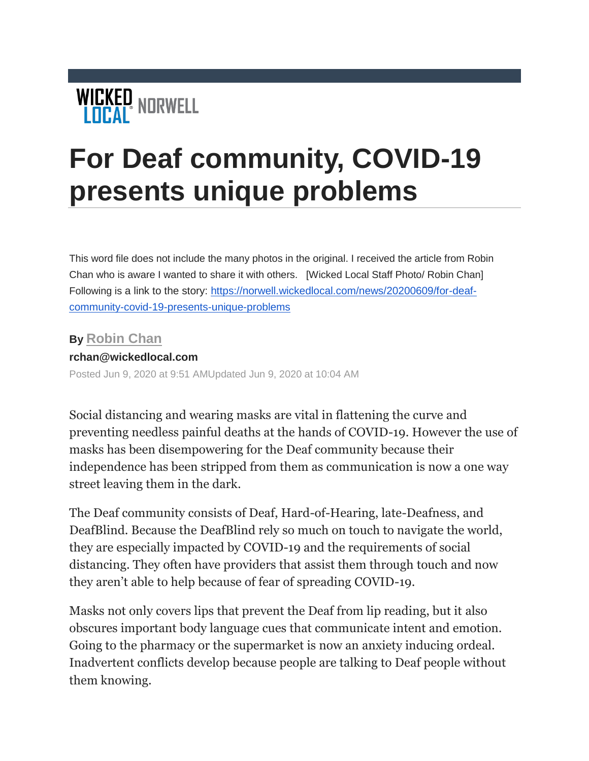WICKED LOCAL NORWELL

# For Deaf community, COVID-19 presents unique problems

This word file does not include the many photos in the original. I received the article from Robin Chan who is aware I wanted to share it with others. [Wicked Local Staff Photo/ Robin Chan] Following is a link to the story: https://norwell.wickedlocal.com/news/20200609/for-deaf-community-covid-19-presents-unique-problems

**By Robin Chan**

**rchan@wickedlocal.com**

Posted Jun 9, 2020 at 9:51 AMUpdated Jun 9, 2020 at 10:04 AM

Social distancing and wearing masks are vital in flattening the curve and preventing needless painful deaths at the hands of COVID-19. However the use of masks has been disempowering for the Deaf community because their independence has been stripped from them as communication is now a one way street leaving them in the dark.

The Deaf community consists of Deaf, Hard-of-Hearing, late-Deafness, and DeafBlind. Because the DeafBlind rely so much on touch to navigate the world, they are especially impacted by COVID-19 and the requirements of social distancing. They often have providers that assist them through touch and now they aren't able to help because of fear of spreading COVID-19.

Masks not only covers lips that prevent the Deaf from lip reading, but it also obscures important body language cues that communicate intent and emotion. Going to the pharmacy or the supermarket is now an anxiety inducing ordeal. Inadvertent conflicts develop because people are talking to Deaf people without them knowing.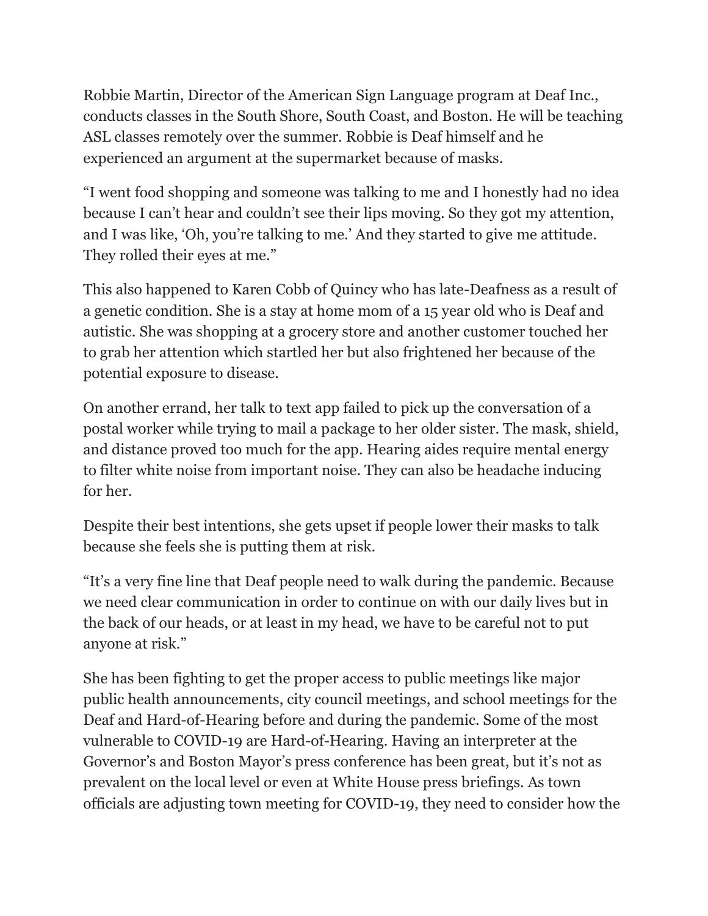Robbie Martin, Director of the American Sign Language program at Deaf Inc., conducts classes in the South Shore, South Coast, and Boston. He will be teaching ASL classes remotely over the summer. Robbie is Deaf himself and he experienced an argument at the supermarket because of masks.

"I went food shopping and someone was talking to me and I honestly had no idea because I can't hear and couldn't see their lips moving. So they got my attention, and I was like, 'Oh, you're talking to me.' And they started to give me attitude. They rolled their eyes at me."

This also happened to Karen Cobb of Quincy who has late-Deafness as a result of a genetic condition. She is a stay at home mom of a 15 year old who is Deaf and autistic. She was shopping at a grocery store and another customer touched her to grab her attention which startled her but also frightened her because of the potential exposure to disease.

On another errand, her talk to text app failed to pick up the conversation of a postal worker while trying to mail a package to her older sister. The mask, shield, and distance proved too much for the app. Hearing aides require mental energy to filter white noise from important noise. They can also be headache inducing for her.

Despite their best intentions, she gets upset if people lower their masks to talk because she feels she is putting them at risk.

"It's a very fine line that Deaf people need to walk during the pandemic. Because we need clear communication in order to continue on with our daily lives but in the back of our heads, or at least in my head, we have to be careful not to put anyone at risk."

She has been fighting to get the proper access to public meetings like major public health announcements, city council meetings, and school meetings for the Deaf and Hard-of-Hearing before and during the pandemic. Some of the most vulnerable to COVID-19 are Hard-of-Hearing. Having an interpreter at the Governor's and Boston Mayor's press conference has been great, but it's not as prevalent on the local level or even at White House press briefings. As town officials are adjusting town meeting for COVID-19, they need to consider how the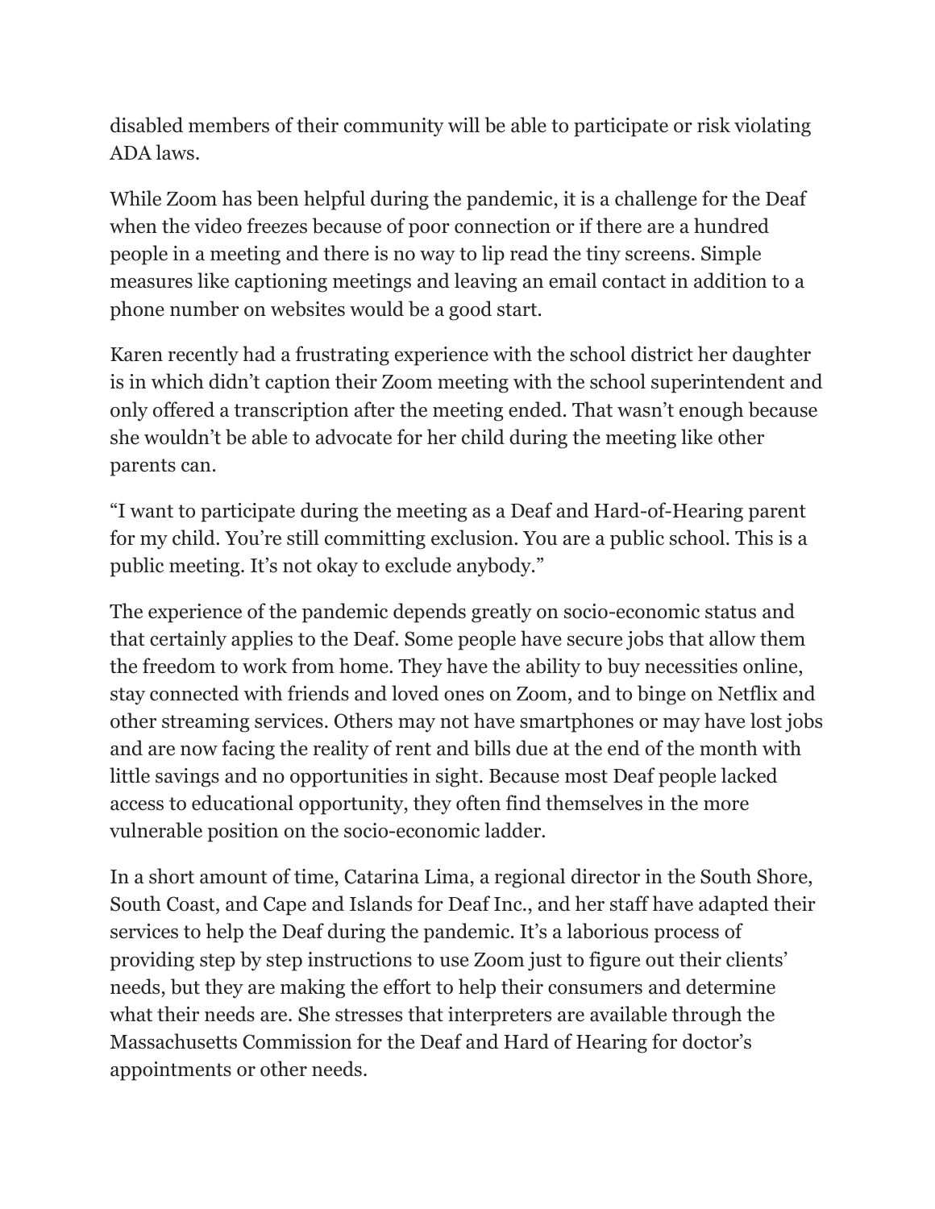disabled members of their community will be able to participate or risk violating ADA laws.

While Zoom has been helpful during the pandemic, it is a challenge for the Deaf when the video freezes because of poor connection or if there are a hundred people in a meeting and there is no way to lip read the tiny screens. Simple measures like captioning meetings and leaving an email contact in addition to a phone number on websites would be a good start.

Karen recently had a frustrating experience with the school district her daughter is in which didn't caption their Zoom meeting with the school superintendent and only offered a transcription after the meeting ended. That wasn't enough because she wouldn't be able to advocate for her child during the meeting like other parents can.

"I want to participate during the meeting as a Deaf and Hard-of-Hearing parent for my child. You're still committing exclusion. You are a public school. This is a public meeting. It's not okay to exclude anybody."

The experience of the pandemic depends greatly on socio-economic status and that certainly applies to the Deaf. Some people have secure jobs that allow them the freedom to work from home. They have the ability to buy necessities online, stay connected with friends and loved ones on Zoom, and to binge on Netflix and other streaming services. Others may not have smartphones or may have lost jobs and are now facing the reality of rent and bills due at the end of the month with little savings and no opportunities in sight. Because most Deaf people lacked access to educational opportunity, they often find themselves in the more vulnerable position on the socio-economic ladder.

In a short amount of time, Catarina Lima, a regional director in the South Shore, South Coast, and Cape and Islands for Deaf Inc., and her staff have adapted their services to help the Deaf during the pandemic. It's a laborious process of providing step by step instructions to use Zoom just to figure out their clients' needs, but they are making the effort to help their consumers and determine what their needs are. She stresses that interpreters are available through the Massachusetts Commission for the Deaf and Hard of Hearing for doctor's appointments or other needs.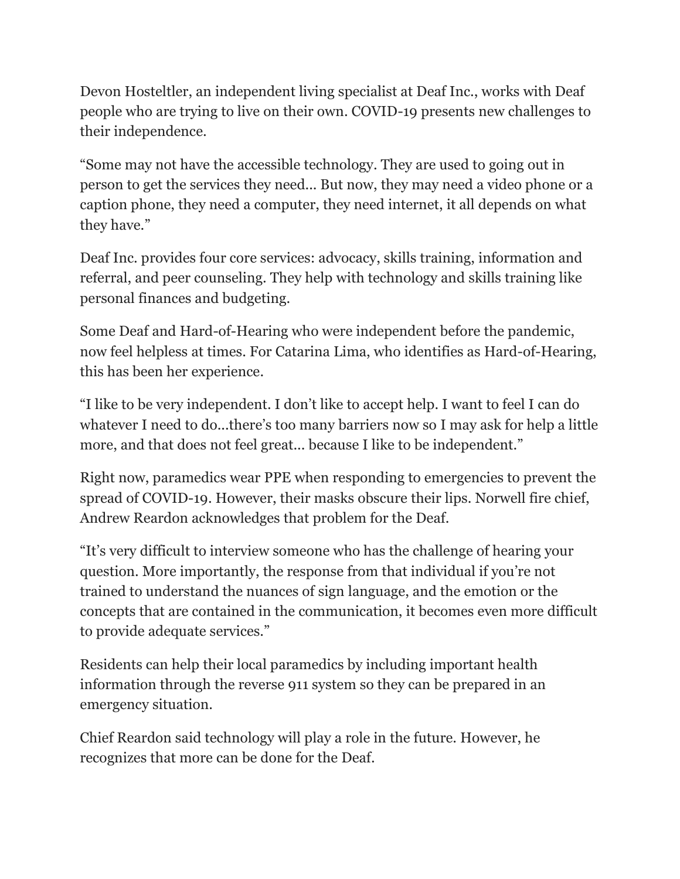Devon Hosteltler, an independent living specialist at Deaf Inc., works with Deaf people who are trying to live on their own. COVID-19 presents new challenges to their independence.

“Some may not have the accessible technology. They are used to going out in person to get the services they need… But now, they may need a video phone or a caption phone, they need a computer, they need internet, it all depends on what they have.”

Deaf Inc. provides four core services: advocacy, skills training, information and referral, and peer counseling. They help with technology and skills training like personal finances and budgeting.

Some Deaf and Hard-of-Hearing who were independent before the pandemic, now feel helpless at times. For Catarina Lima, who identifies as Hard-of-Hearing, this has been her experience.

“I like to be very independent. I don’t like to accept help. I want to feel I can do whatever I need to do…there’s too many barriers now so I may ask for help a little more, and that does not feel great… because I like to be independent.”

Right now, paramedics wear PPE when responding to emergencies to prevent the spread of COVID-19. However, their masks obscure their lips. Norwell fire chief, Andrew Reardon acknowledges that problem for the Deaf.

“It’s very difficult to interview someone who has the challenge of hearing your question. More importantly, the response from that individual if you’re not trained to understand the nuances of sign language, and the emotion or the concepts that are contained in the communication, it becomes even more difficult to provide adequate services.”

Residents can help their local paramedics by including important health information through the reverse 911 system so they can be prepared in an emergency situation.

Chief Reardon said technology will play a role in the future. However, he recognizes that more can be done for the Deaf.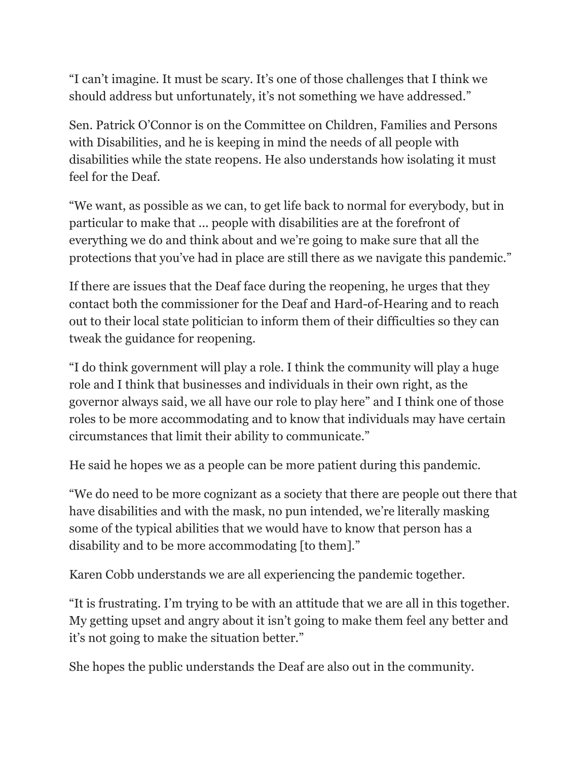“I can’t imagine. It must be scary. It’s one of those challenges that I think we should address but unfortunately, it’s not something we have addressed.”

Sen. Patrick O’Connor is on the Committee on Children, Families and Persons with Disabilities, and he is keeping in mind the needs of all people with disabilities while the state reopens. He also understands how isolating it must feel for the Deaf.

“We want, as possible as we can, to get life back to normal for everybody, but in particular to make that ... people with disabilities are at the forefront of everything we do and think about and we’re going to make sure that all the protections that you’ve had in place are still there as we navigate this pandemic.”

If there are issues that the Deaf face during the reopening, he urges that they contact both the commissioner for the Deaf and Hard-of-Hearing and to reach out to their local state politician to inform them of their difficulties so they can tweak the guidance for reopening.

“I do think government will play a role. I think the community will play a huge role and I think that businesses and individuals in their own right, as the governor always said, we all have our role to play here” and I think one of those roles to be more accommodating and to know that individuals may have certain circumstances that limit their ability to communicate.”

He said he hopes we as a people can be more patient during this pandemic.

“We do need to be more cognizant as a society that there are people out there that have disabilities and with the mask, no pun intended, we’re literally masking some of the typical abilities that we would have to know that person has a disability and to be more accommodating [to them].”

Karen Cobb understands we are all experiencing the pandemic together.

“It is frustrating. I’m trying to be with an attitude that we are all in this together. My getting upset and angry about it isn’t going to make them feel any better and it’s not going to make the situation better.”

She hopes the public understands the Deaf are also out in the community.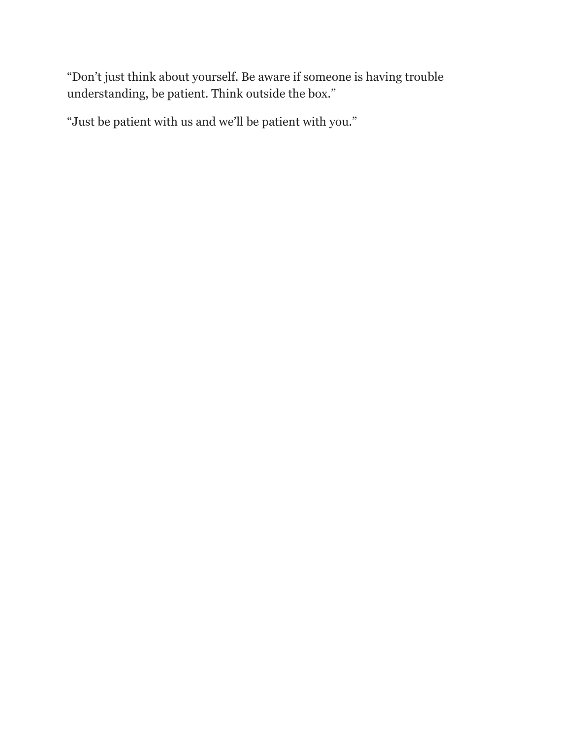"Don't just think about yourself. Be aware if someone is having trouble understanding, be patient. Think outside the box."

"Just be patient with us and we'll be patient with you."